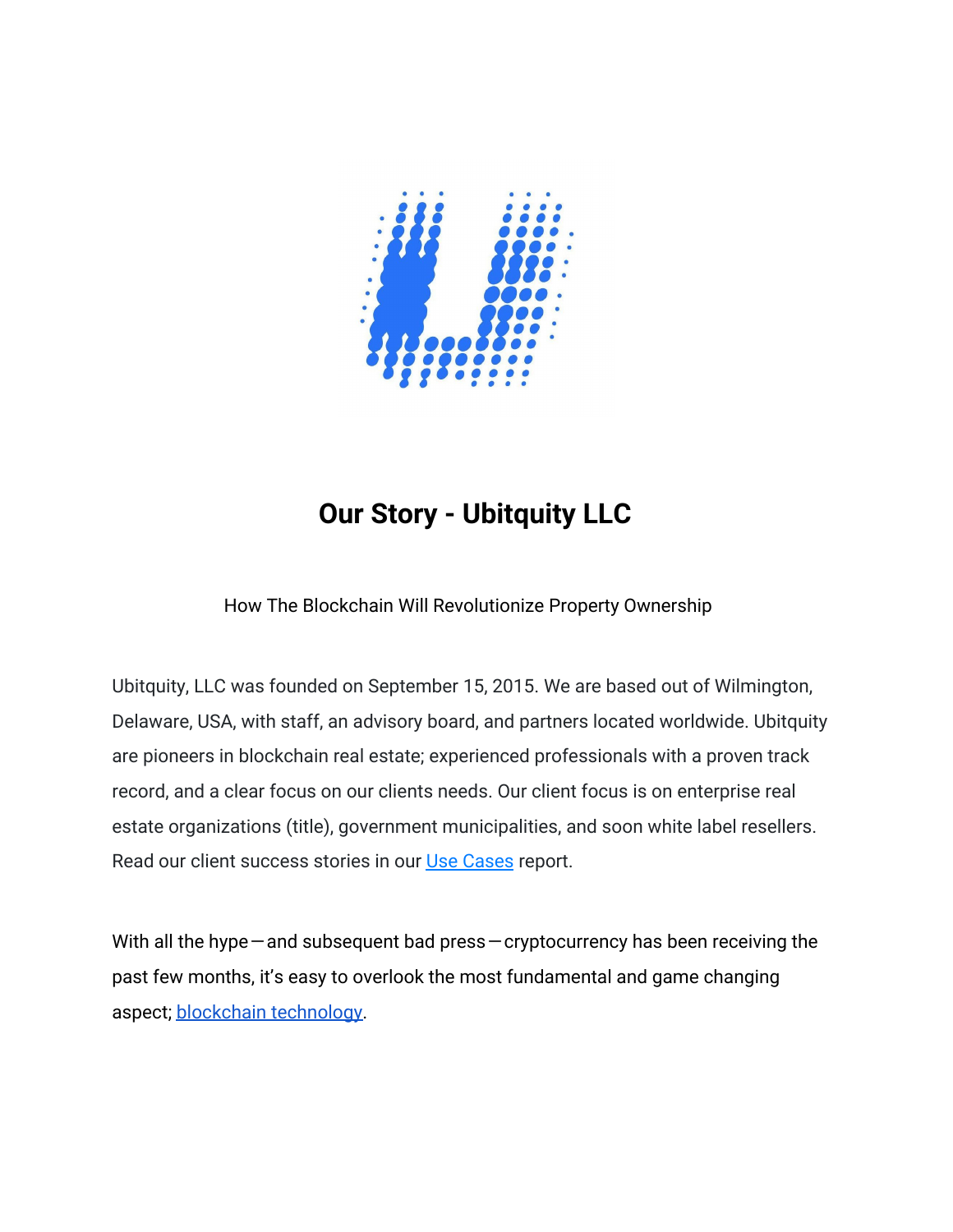# Our Story - Ubitquity LLC

How The Blockchain Will Revolutionize Property Ownership

Ubitquity, LLC was founded on September 15, 2015. We are based out of Wilmington, Delaware, USA, with staff, an advisory board, and partners located worldwide. Ubitquity are pioneers in blockchain real estate; experienced professionals with a proven track record, and a clear focus on our clients needs. Our client focus is on enterprise real estate organizations (title), government municipalities, and soon white label resellers. Read our client success stories in our Use Cases report.

With all the hype — and subsequent bad press — cryptocurrency has been receiving the past few months, it's easy to overlook the most fundamental and game changing aspect; blockchain technology.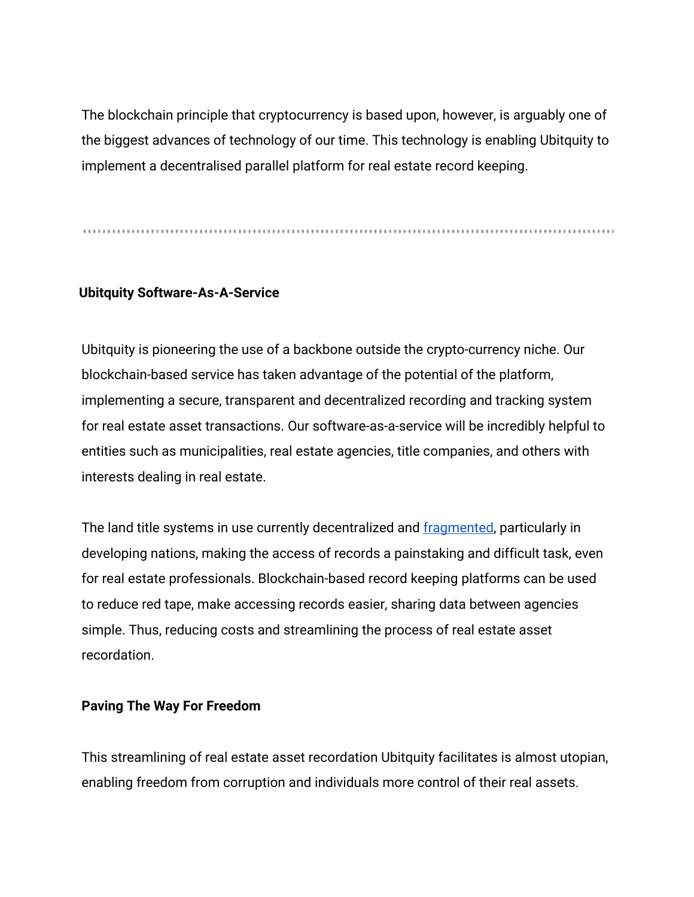The blockchain principle that cryptocurrency is based upon, however, is arguably one of the biggest advances of technology of our time. This technology is enabling Ubitquity to implement a decentralised parallel platform for real estate record keeping.

---

**Ubitquity Software-As-A-Service**

Ubitquity is pioneering the use of a backbone outside the crypto-currency niche. Our blockchain-based service has taken advantage of the potential of the platform, implementing a secure, transparent and decentralized recording and tracking system for real estate asset transactions. Our software-as-a-service will be incredibly helpful to entities such as municipalities, real estate agencies, title companies, and others with interests dealing in real estate.

The land title systems in use currently decentralized and fragmented, particularly in developing nations, making the access of records a painstaking and difficult task, even for real estate professionals. Blockchain-based record keeping platforms can be used to reduce red tape, make accessing records easier, sharing data between agencies simple. Thus, reducing costs and streamlining the process of real estate asset recordation.

**Paving The Way For Freedom**

This streamlining of real estate asset recordation Ubitquity facilitates is almost utopian, enabling freedom from corruption and individuals more control of their real assets.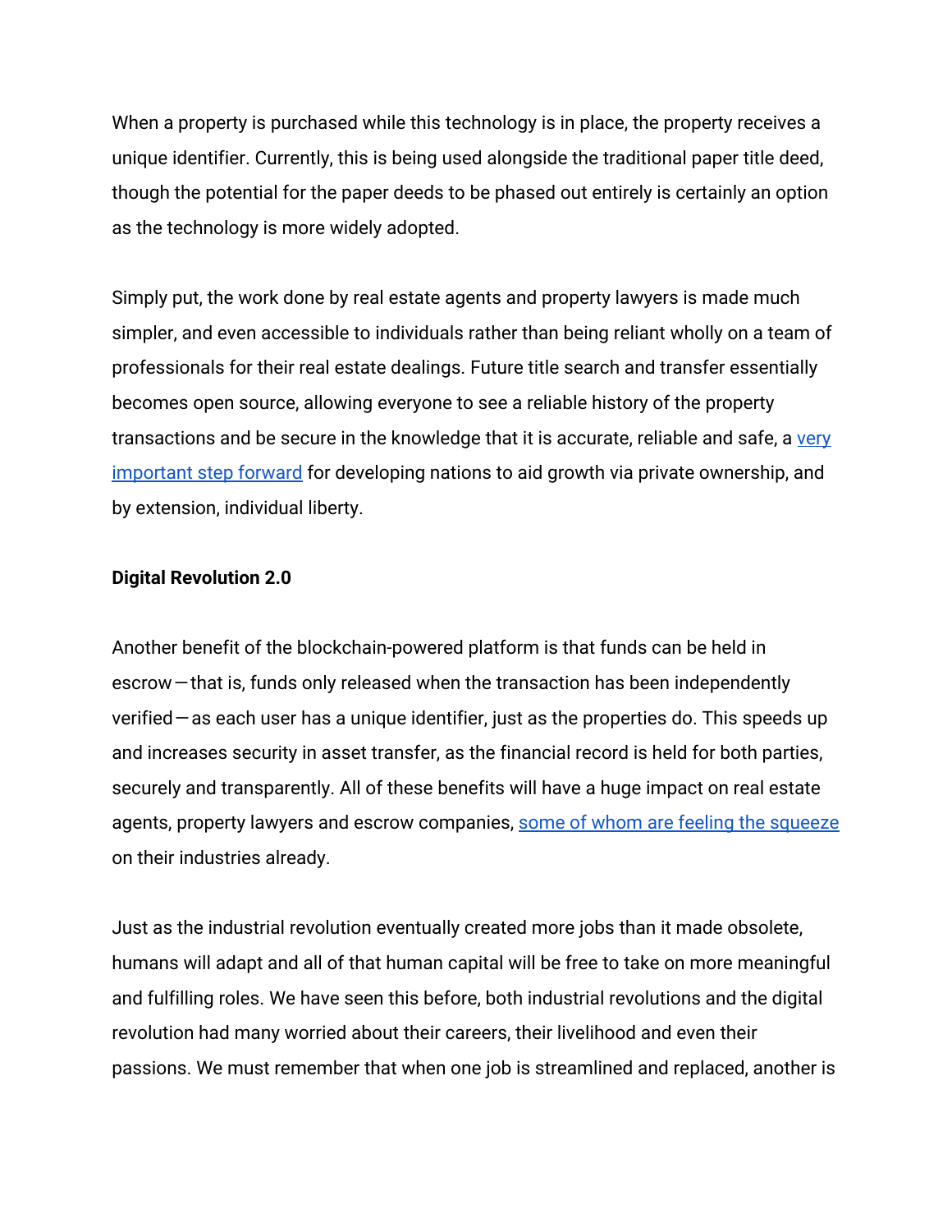When a property is purchased while this technology is in place, the property receives a unique identifier. Currently, this is being used alongside the traditional paper title deed, though the potential for the paper deeds to be phased out entirely is certainly an option as the technology is more widely adopted.

Simply put, the work done by real estate agents and property lawyers is made much simpler, and even accessible to individuals rather than being reliant wholly on a team of professionals for their real estate dealings. Future title search and transfer essentially becomes open source, allowing everyone to see a reliable history of the property transactions and be secure in the knowledge that it is accurate, reliable and safe, a very important step forward for developing nations to aid growth via private ownership, and by extension, individual liberty.

**Digital Revolution 2.0**

Another benefit of the blockchain-powered platform is that funds can be held in escrow—that is, funds only released when the transaction has been independently verified—as each user has a unique identifier, just as the properties do. This speeds up and increases security in asset transfer, as the financial record is held for both parties, securely and transparently. All of these benefits will have a huge impact on real estate agents, property lawyers and escrow companies, some of whom are feeling the squeeze on their industries already.

Just as the industrial revolution eventually created more jobs than it made obsolete, humans will adapt and all of that human capital will be free to take on more meaningful and fulfilling roles. We have seen this before, both industrial revolutions and the digital revolution had many worried about their careers, their livelihood and even their passions. We must remember that when one job is streamlined and replaced, another is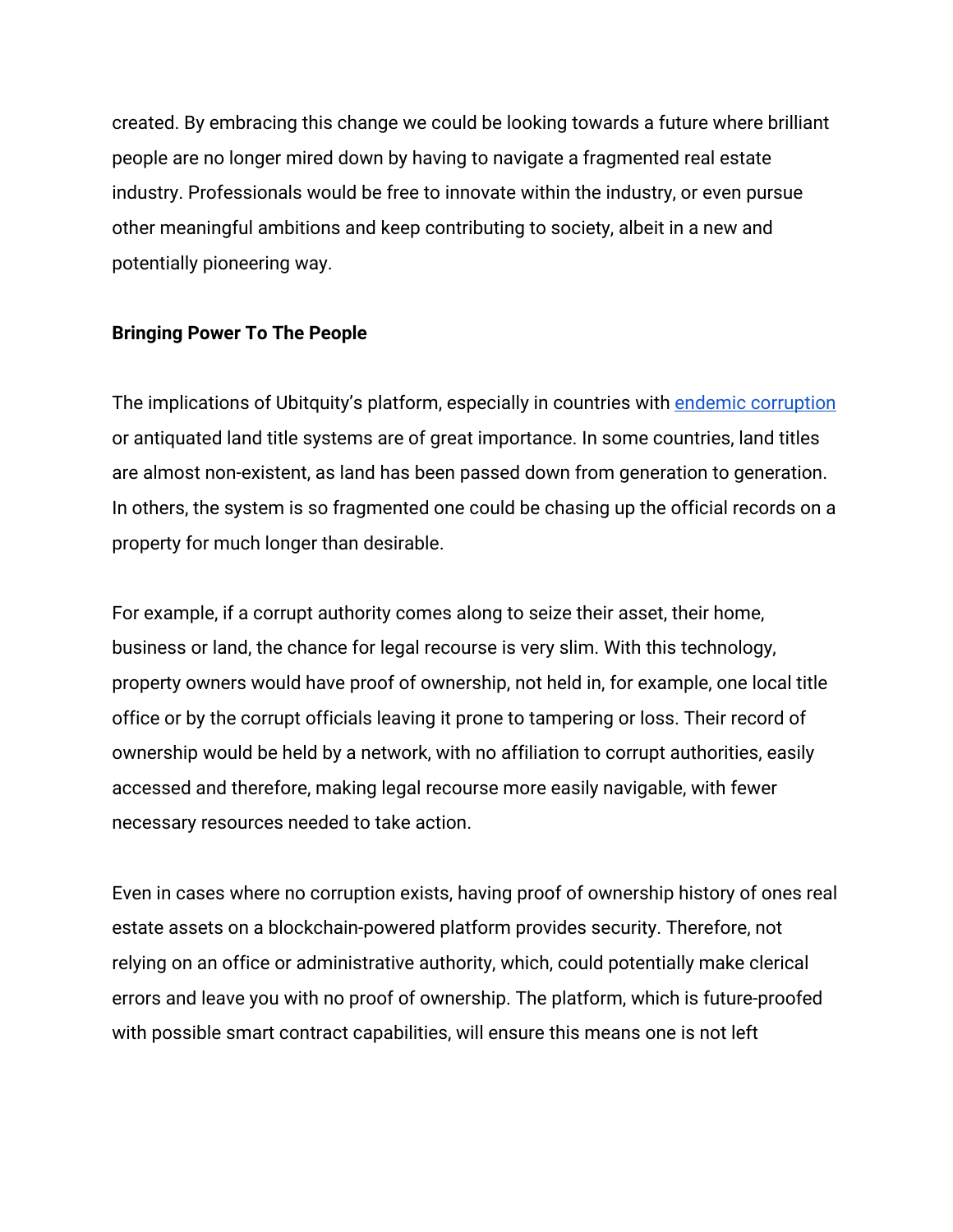created. By embracing this change we could be looking towards a future where brilliant people are no longer mired down by having to navigate a fragmented real estate industry. Professionals would be free to innovate within the industry, or even pursue other meaningful ambitions and keep contributing to society, albeit in a new and potentially pioneering way.

**Bringing Power To The People**

The implications of Ubitquity's platform, especially in countries with endemic corruption or antiquated land title systems are of great importance. In some countries, land titles are almost non-existent, as land has been passed down from generation to generation. In others, the system is so fragmented one could be chasing up the official records on a property for much longer than desirable.

For example, if a corrupt authority comes along to seize their asset, their home, business or land, the chance for legal recourse is very slim. With this technology, property owners would have proof of ownership, not held in, for example, one local title office or by the corrupt officials leaving it prone to tampering or loss. Their record of ownership would be held by a network, with no affiliation to corrupt authorities, easily accessed and therefore, making legal recourse more easily navigable, with fewer necessary resources needed to take action.

Even in cases where no corruption exists, having proof of ownership history of ones real estate assets on a blockchain-powered platform provides security. Therefore, not relying on an office or administrative authority, which, could potentially make clerical errors and leave you with no proof of ownership. The platform, which is future-proofed with possible smart contract capabilities, will ensure this means one is not left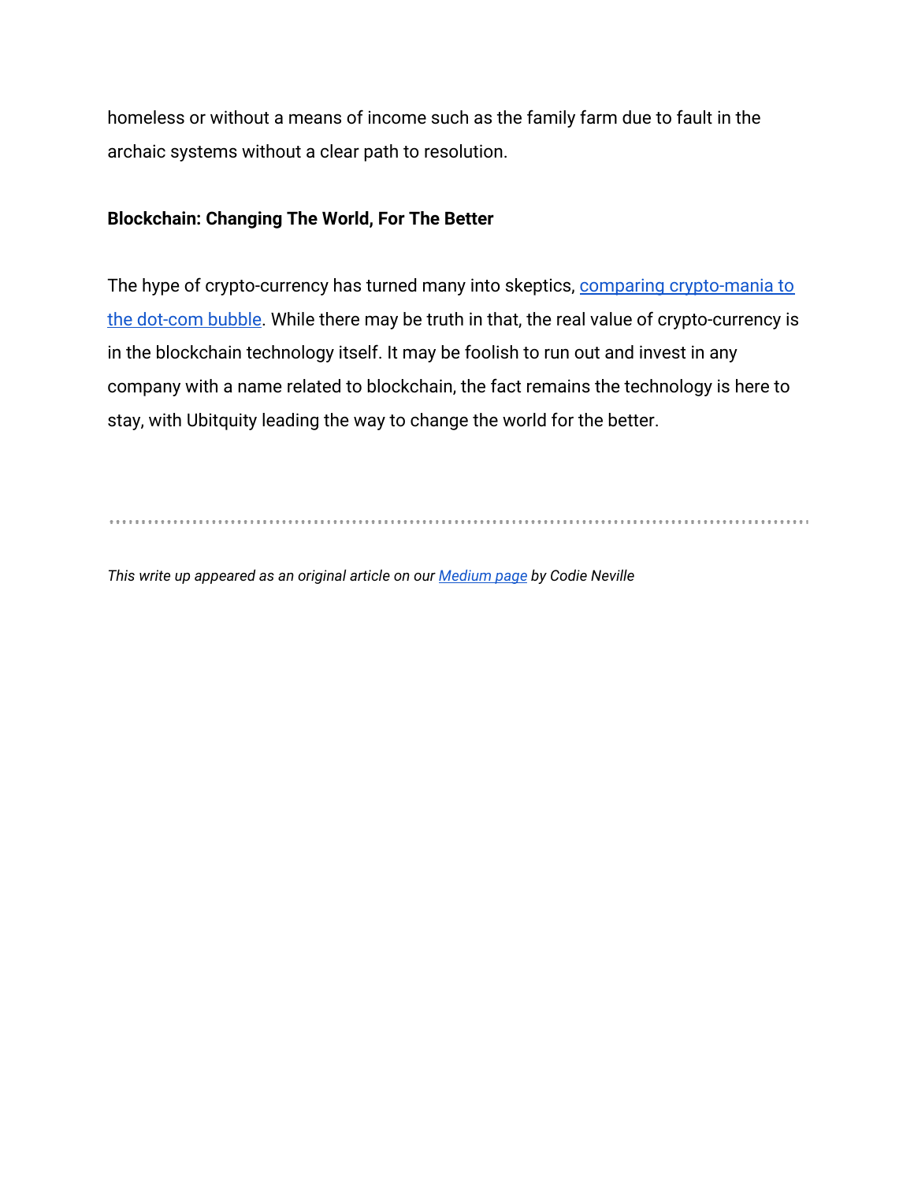homeless or without a means of income such as the family farm due to fault in the archaic systems without a clear path to resolution.

**Blockchain: Changing The World, For The Better**

The hype of crypto-currency has turned many into skeptics, comparing crypto-mania to the dot-com bubble. While there may be truth in that, the real value of crypto-currency is in the blockchain technology itself. It may be foolish to run out and invest in any company with a name related to blockchain, the fact remains the technology is here to stay, with Ubitquity leading the way to change the world for the better.

---

*This write up appeared as an original article on our Medium page by Codie Neville*